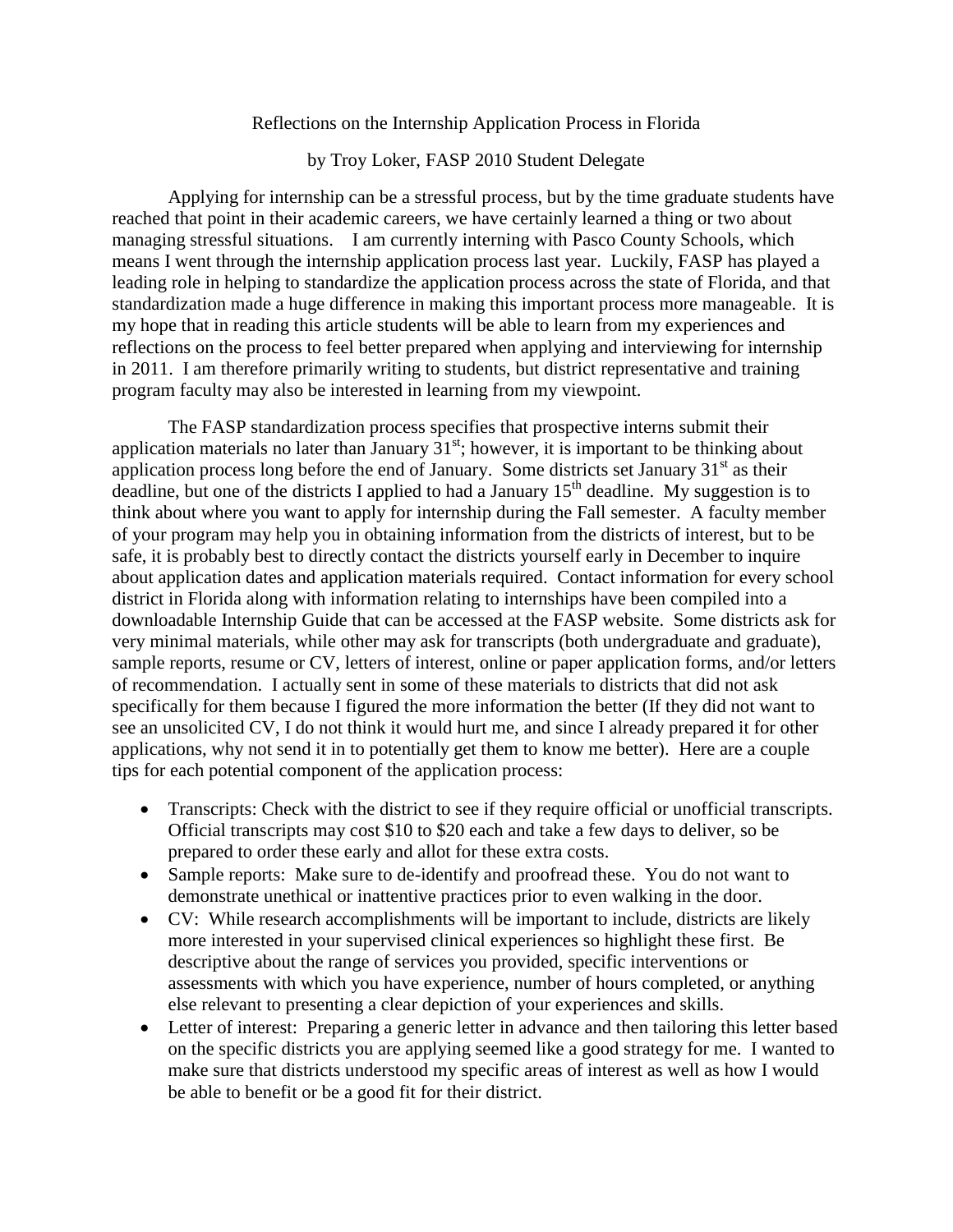# Reflections on the Internship Application Process in Florida

by Troy Loker, FASP 2010 Student Delegate

Applying for internship can be a stressful process, but by the time graduate students have reached that point in their academic careers, we have certainly learned a thing or two about managing stressful situations. I am currently interning with Pasco County Schools, which means I went through the internship application process last year. Luckily, FASP has played a leading role in helping to standardize the application process across the state of Florida, and that standardization made a huge difference in making this important process more manageable. It is my hope that in reading this article students will be able to learn from my experiences and reflections on the process to feel better prepared when applying and interviewing for internship in 2011. I am therefore primarily writing to students, but district representative and training program faculty may also be interested in learning from my viewpoint.

The FASP standardization process specifies that prospective interns submit their application materials no later than January 31st; however, it is important to be thinking about application process long before the end of January. Some districts set January 31st as their deadline, but one of the districts I applied to had a January 15th deadline. My suggestion is to think about where you want to apply for internship during the Fall semester. A faculty member of your program may help you in obtaining information from the districts of interest, but to be safe, it is probably best to directly contact the districts yourself early in December to inquire about application dates and application materials required. Contact information for every school district in Florida along with information relating to internships have been compiled into a downloadable Internship Guide that can be accessed at the FASP website. Some districts ask for very minimal materials, while other may ask for transcripts (both undergraduate and graduate), sample reports, resume or CV, letters of interest, online or paper application forms, and/or letters of recommendation. I actually sent in some of these materials to districts that did not ask specifically for them because I figured the more information the better (If they did not want to see an unsolicited CV, I do not think it would hurt me, and since I already prepared it for other applications, why not send it in to potentially get them to know me better). Here are a couple tips for each potential component of the application process:

- Transcripts: Check with the district to see if they require official or unofficial transcripts. Official transcripts may cost $10 to $20 each and take a few days to deliver, so be prepared to order these early and allot for these extra costs.
- Sample reports: Make sure to de-identify and proofread these. You do not want to demonstrate unethical or inattentive practices prior to even walking in the door.
- CV: While research accomplishments will be important to include, districts are likely more interested in your supervised clinical experiences so highlight these first. Be descriptive about the range of services you provided, specific interventions or assessments with which you have experience, number of hours completed, or anything else relevant to presenting a clear depiction of your experiences and skills.
- Letter of interest: Preparing a generic letter in advance and then tailoring this letter based on the specific districts you are applying seemed like a good strategy for me. I wanted to make sure that districts understood my specific areas of interest as well as how I would be able to benefit or be a good fit for their district.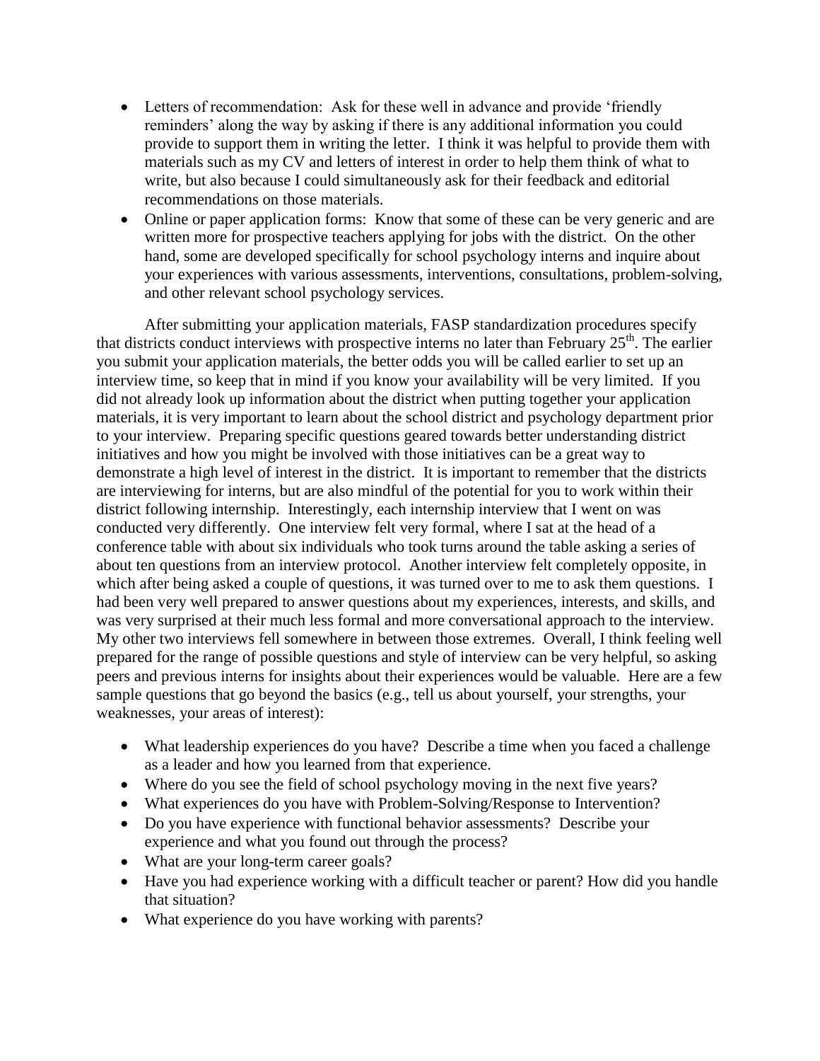- Letters of recommendation: Ask for these well in advance and provide 'friendly reminders' along the way by asking if there is any additional information you could provide to support them in writing the letter. I think it was helpful to provide them with materials such as my CV and letters of interest in order to help them think of what to write, but also because I could simultaneously ask for their feedback and editorial recommendations on those materials.
- Online or paper application forms: Know that some of these can be very generic and are written more for prospective teachers applying for jobs with the district. On the other hand, some are developed specifically for school psychology interns and inquire about your experiences with various assessments, interventions, consultations, problem-solving, and other relevant school psychology services.

After submitting your application materials, FASP standardization procedures specify that districts conduct interviews with prospective interns no later than February 25th. The earlier you submit your application materials, the better odds you will be called earlier to set up an interview time, so keep that in mind if you know your availability will be very limited. If you did not already look up information about the district when putting together your application materials, it is very important to learn about the school district and psychology department prior to your interview. Preparing specific questions geared towards better understanding district initiatives and how you might be involved with those initiatives can be a great way to demonstrate a high level of interest in the district. It is important to remember that the districts are interviewing for interns, but are also mindful of the potential for you to work within their district following internship. Interestingly, each internship interview that I went on was conducted very differently. One interview felt very formal, where I sat at the head of a conference table with about six individuals who took turns around the table asking a series of about ten questions from an interview protocol. Another interview felt completely opposite, in which after being asked a couple of questions, it was turned over to me to ask them questions. I had been very well prepared to answer questions about my experiences, interests, and skills, and was very surprised at their much less formal and more conversational approach to the interview. My other two interviews fell somewhere in between those extremes. Overall, I think feeling well prepared for the range of possible questions and style of interview can be very helpful, so asking peers and previous interns for insights about their experiences would be valuable. Here are a few sample questions that go beyond the basics (e.g., tell us about yourself, your strengths, your weaknesses, your areas of interest):

- What leadership experiences do you have? Describe a time when you faced a challenge as a leader and how you learned from that experience.
- Where do you see the field of school psychology moving in the next five years?
- What experiences do you have with Problem-Solving/Response to Intervention?
- Do you have experience with functional behavior assessments? Describe your experience and what you found out through the process?
- What are your long-term career goals?
- Have you had experience working with a difficult teacher or parent? How did you handle that situation?
- What experience do you have working with parents?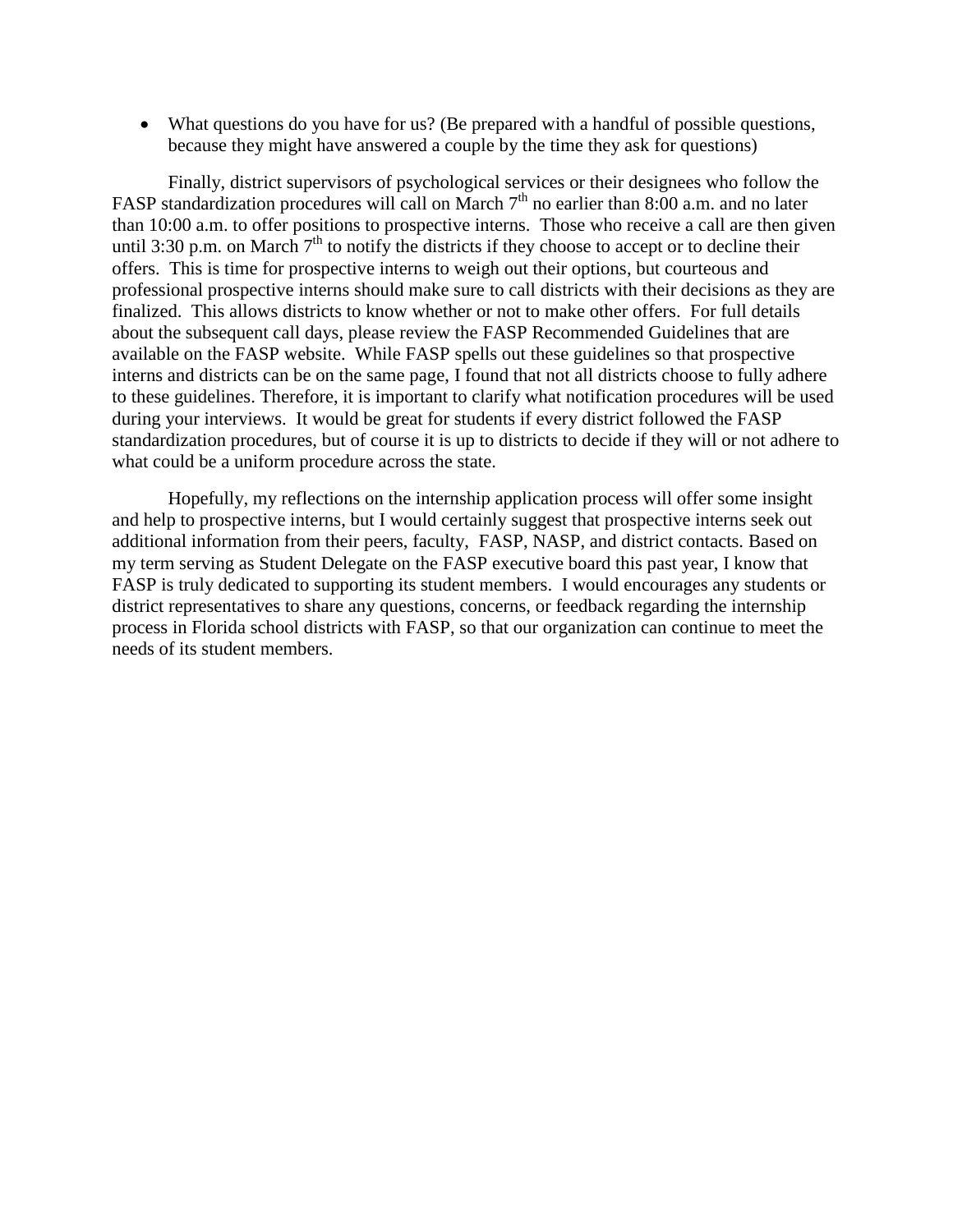- What questions do you have for us? (Be prepared with a handful of possible questions, because they might have answered a couple by the time they ask for questions)

Finally, district supervisors of psychological services or their designees who follow the FASP standardization procedures will call on March 7th no earlier than 8:00 a.m. and no later than 10:00 a.m. to offer positions to prospective interns. Those who receive a call are then given until 3:30 p.m. on March 7th to notify the districts if they choose to accept or to decline their offers. This is time for prospective interns to weigh out their options, but courteous and professional prospective interns should make sure to call districts with their decisions as they are finalized. This allows districts to know whether or not to make other offers. For full details about the subsequent call days, please review the FASP Recommended Guidelines that are available on the FASP website. While FASP spells out these guidelines so that prospective interns and districts can be on the same page, I found that not all districts choose to fully adhere to these guidelines. Therefore, it is important to clarify what notification procedures will be used during your interviews. It would be great for students if every district followed the FASP standardization procedures, but of course it is up to districts to decide if they will or not adhere to what could be a uniform procedure across the state.

Hopefully, my reflections on the internship application process will offer some insight and help to prospective interns, but I would certainly suggest that prospective interns seek out additional information from their peers, faculty, FASP, NASP, and district contacts. Based on my term serving as Student Delegate on the FASP executive board this past year, I know that FASP is truly dedicated to supporting its student members. I would encourages any students or district representatives to share any questions, concerns, or feedback regarding the internship process in Florida school districts with FASP, so that our organization can continue to meet the needs of its student members.